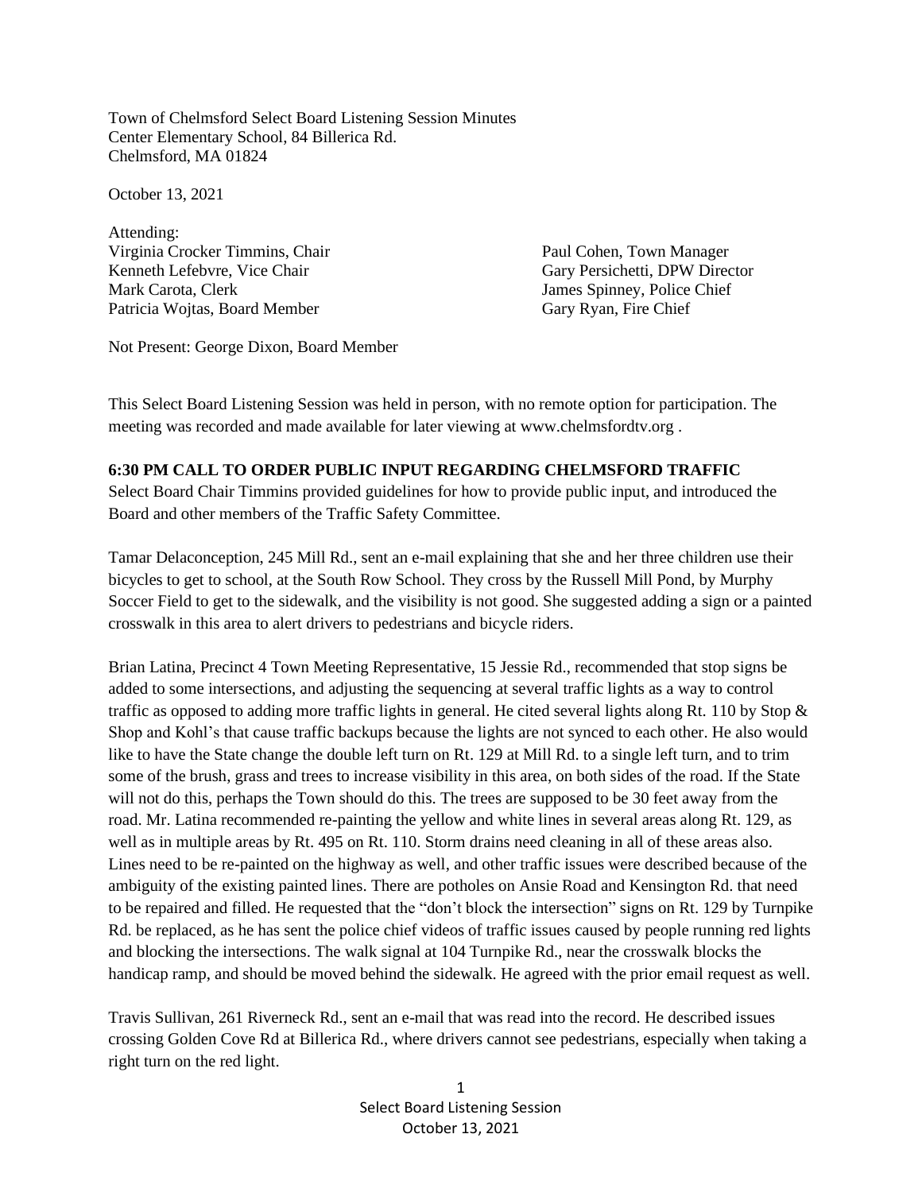Town of Chelmsford Select Board Listening Session Minutes
Center Elementary School, 84 Billerica Rd.
Chelmsford, MA 01824

October 13, 2021

Attending:

Virginia Crocker Timmins, Chair
Kenneth Lefebvre, Vice Chair
Mark Carota, Clerk
Patricia Wojtas, Board Member

Paul Cohen, Town Manager
Gary Persichetti, DPW Director
James Spinney, Police Chief
Gary Ryan, Fire Chief

Not Present: George Dixon, Board Member

This Select Board Listening Session was held in person, with no remote option for participation. The meeting was recorded and made available for later viewing at www.chelmsfordtv.org .

**6:30 PM CALL TO ORDER PUBLIC INPUT REGARDING CHELMSFORD TRAFFIC**

Select Board Chair Timmins provided guidelines for how to provide public input, and introduced the Board and other members of the Traffic Safety Committee.

Tamar Delaconception, 245 Mill Rd., sent an e-mail explaining that she and her three children use their bicycles to get to school, at the South Row School. They cross by the Russell Mill Pond, by Murphy Soccer Field to get to the sidewalk, and the visibility is not good. She suggested adding a sign or a painted crosswalk in this area to alert drivers to pedestrians and bicycle riders.

Brian Latina, Precinct 4 Town Meeting Representative, 15 Jessie Rd., recommended that stop signs be added to some intersections, and adjusting the sequencing at several traffic lights as a way to control traffic as opposed to adding more traffic lights in general. He cited several lights along Rt. 110 by Stop & Shop and Kohl's that cause traffic backups because the lights are not synced to each other. He also would like to have the State change the double left turn on Rt. 129 at Mill Rd. to a single left turn, and to trim some of the brush, grass and trees to increase visibility in this area, on both sides of the road. If the State will not do this, perhaps the Town should do this. The trees are supposed to be 30 feet away from the road. Mr. Latina recommended re-painting the yellow and white lines in several areas along Rt. 129, as well as in multiple areas by Rt. 495 on Rt. 110. Storm drains need cleaning in all of these areas also. Lines need to be re-painted on the highway as well, and other traffic issues were described because of the ambiguity of the existing painted lines. There are potholes on Ansie Road and Kensington Rd. that need to be repaired and filled. He requested that the "don't block the intersection" signs on Rt. 129 by Turnpike Rd. be replaced, as he has sent the police chief videos of traffic issues caused by people running red lights and blocking the intersections. The walk signal at 104 Turnpike Rd., near the crosswalk blocks the handicap ramp, and should be moved behind the sidewalk. He agreed with the prior email request as well.

Travis Sullivan, 261 Riverneck Rd., sent an e-mail that was read into the record. He described issues crossing Golden Cove Rd at Billerica Rd., where drivers cannot see pedestrians, especially when taking a right turn on the red light.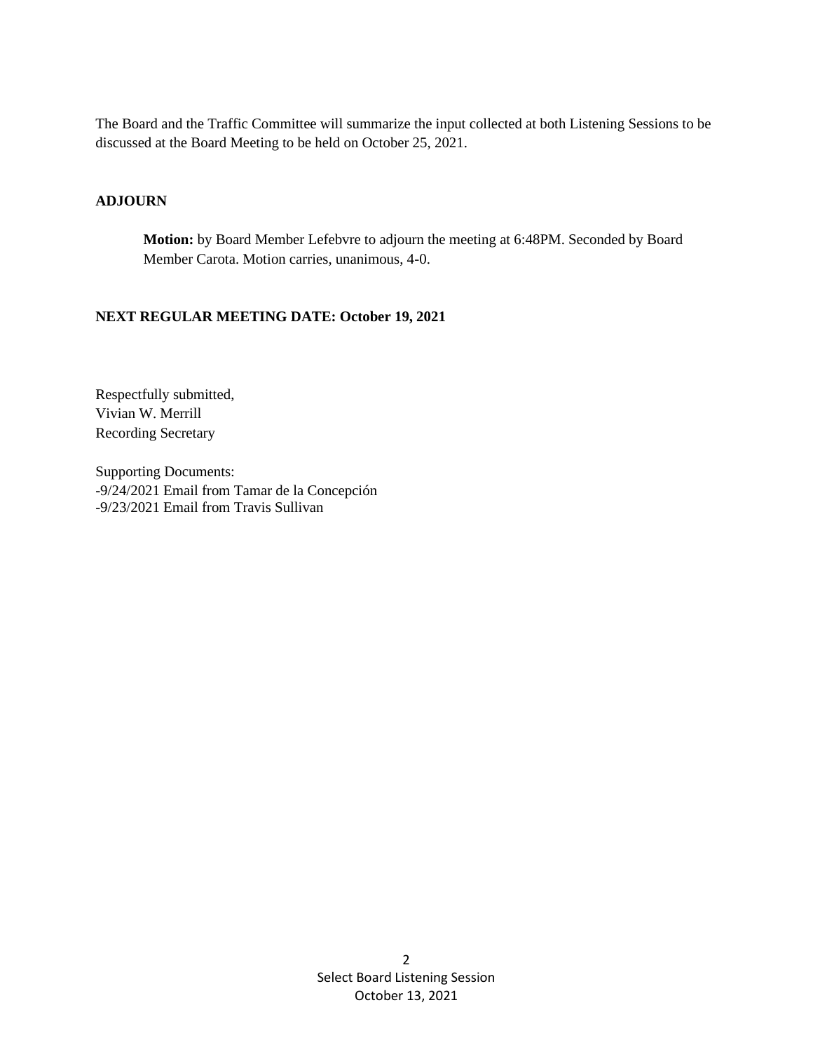The Board and the Traffic Committee will summarize the input collected at both Listening Sessions to be discussed at the Board Meeting to be held on October 25, 2021.

**ADJOURN**

> **Motion:** by Board Member Lefebvre to adjourn the meeting at 6:48PM. Seconded by Board Member Carota. Motion carries, unanimous, 4-0.

**NEXT REGULAR MEETING DATE: October 19, 2021**

Respectfully submitted,
Vivian W. Merrill
Recording Secretary

Supporting Documents:
-9/24/2021 Email from Tamar de la Concepción
-9/23/2021 Email from Travis Sullivan